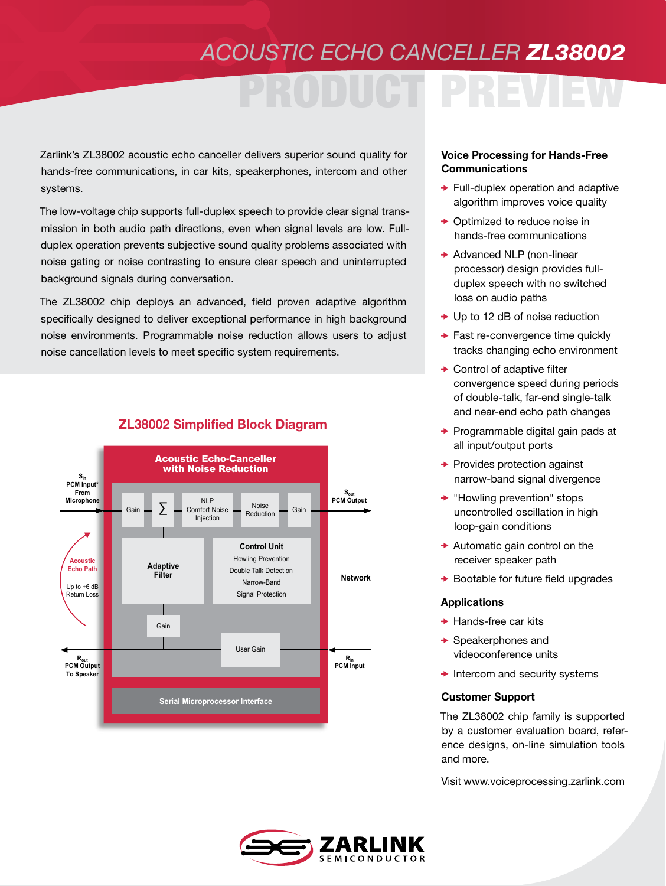# ACOUSTIC ECHO CANCELLER **ZL38002**

## PRODUCT PREVIEW

Zarlink's ZL38002 acoustic echo canceller delivers superior sound quality for hands-free communications, in car kits, speakerphones, intercom and other systems.

The low-voltage chip supports full-duplex speech to provide clear signal transmission in both audio path directions, even when signal levels are low. Full-duplex operation prevents subjective sound quality problems associated with noise gating or noise contrasting to ensure clear speech and uninterrupted background signals during conversation.

The ZL38002 chip deploys an advanced, field proven adaptive algorithm specifically designed to deliver exceptional performance in high background noise environments. Programmable noise reduction allows users to adjust noise cancellation levels to meet specific system requirements.

### ZL38002 Simplified Block Diagram

**Acoustic Echo-Canceller with Noise Reduction**

- $S_{in}$ PCM Input* From Microphone → Gain → ∑ → NLP Comfort Noise Injection → Noise Reduction → Gain → $S_{out}$ PCM Output
- Adaptive Filter
- Control Unit: Howling Prevention, Double Talk Detection, Narrow-Band Signal Protection
- Network
- Acoustic Echo Path — Up to +6 dB Return Loss
- $R_{in}$ PCM Input → User Gain → Gain → $R_{out}$ PCM Output To Speaker
- Serial Microprocessor Interface

### Voice Processing for Hands-Free Communications

- Full-duplex operation and adaptive algorithm improves voice quality
- Optimized to reduce noise in hands-free communications
- Advanced NLP (non-linear processor) design provides full-duplex speech with no switched loss on audio paths
- Up to 12 dB of noise reduction
- Fast re-convergence time quickly tracks changing echo environment
- Control of adaptive filter convergence speed during periods of double-talk, far-end single-talk and near-end echo path changes
- Programmable digital gain pads at all input/output ports
- Provides protection against narrow-band signal divergence
- "Howling prevention" stops uncontrolled oscillation in high loop-gain conditions
- Automatic gain control on the receiver speaker path
- Bootable for future field upgrades

### Applications

- Hands-free car kits
- Speakerphones and videoconference units
- Intercom and security systems

### Customer Support

The ZL38002 chip family is supported by a customer evaluation board, reference designs, on-line simulation tools and more.

Visit www.voiceprocessing.zarlink.com

**ZARLINK** SEMICONDUCTOR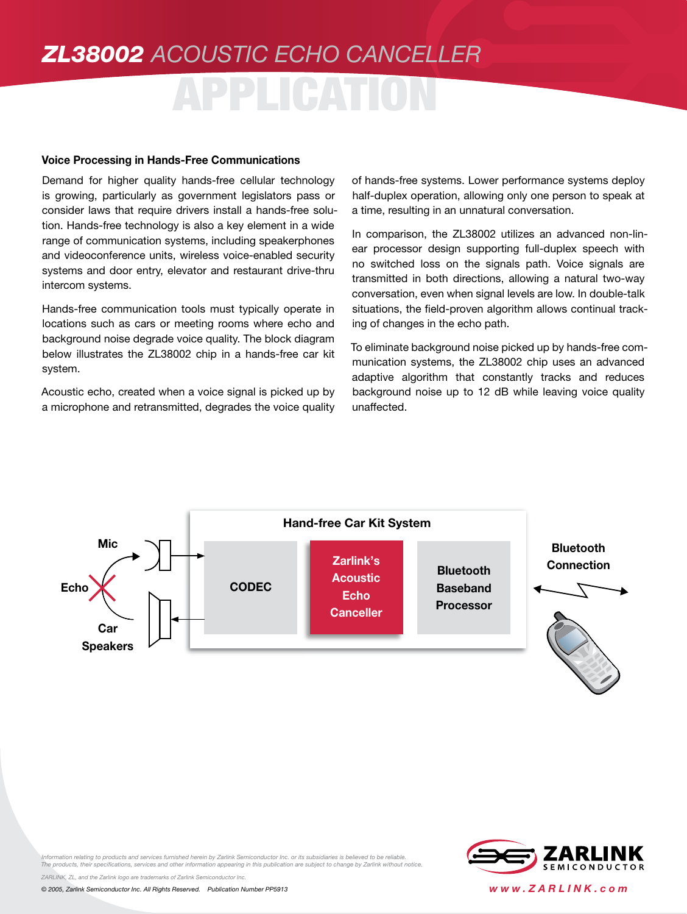# ZL38002 ACOUSTIC ECHO CANCELLER

# APPLICATION

### Voice Processing in Hands-Free Communications

Demand for higher quality hands-free cellular technology is growing, particularly as government legislators pass or consider laws that require drivers install a hands-free solution. Hands-free technology is also a key element in a wide range of communication systems, including speakerphones and videoconference units, wireless voice-enabled security systems and door entry, elevator and restaurant drive-thru intercom systems.

Hands-free communication tools must typically operate in locations such as cars or meeting rooms where echo and background noise degrade voice quality. The block diagram below illustrates the ZL38002 chip in a hands-free car kit system.

Acoustic echo, created when a voice signal is picked up by a microphone and retransmitted, degrades the voice quality of hands-free systems. Lower performance systems deploy half-duplex operation, allowing only one person to speak at a time, resulting in an unnatural conversation.

In comparison, the ZL38002 utilizes an advanced non-linear processor design supporting full-duplex speech with no switched loss on the signals path. Voice signals are transmitted in both directions, allowing a natural two-way conversation, even when signal levels are low. In double-talk situations, the field-proven algorithm allows continual tracking of changes in the echo path.

To eliminate background noise picked up by hands-free communication systems, the ZL38002 chip uses an advanced adaptive algorithm that constantly tracks and reduces background noise up to 12 dB while leaving voice quality unaffected.

Hand-free Car Kit System

Mic

Echo

Car Speakers

CODEC

Zarlink's Acoustic Echo Canceller

Bluetooth Baseband Processor

Bluetooth Connection

*Information relating to products and services furnished herein by Zarlink Semiconductor Inc. or its subsidiaries is believed to be reliable. The products, their specifications, services and other information appearing in this publication are subject to change by Zarlink without notice.*

*ZARLINK, ZL, and the Zarlink logo are trademarks of Zarlink Semiconductor Inc.*

*© 2005, Zarlink Semiconductor Inc. All Rights Reserved. Publication Number PP5913*

ZARLINK SEMICONDUCTOR

www.ZARLINK.com